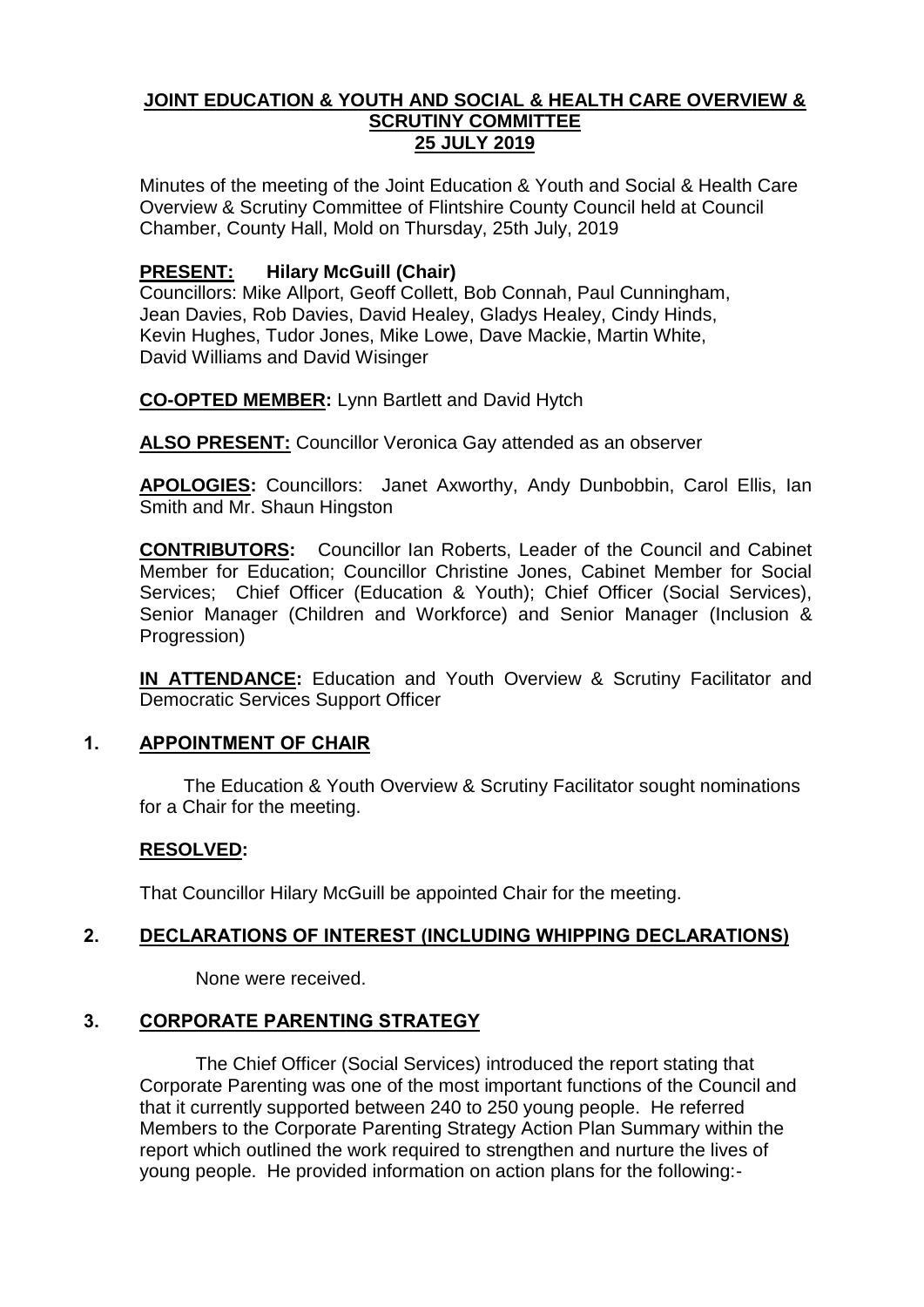# JOINT EDUCATION & YOUTH AND SOCIAL & HEALTH CARE OVERVIEW & SCRUTINY COMMITTEE
# 25 JULY 2019

Minutes of the meeting of the Joint Education & Youth and Social & Health Care Overview & Scrutiny Committee of Flintshire County Council held at Council Chamber, County Hall, Mold on Thursday, 25th July, 2019

**PRESENT: Hilary McGuill (Chair)**
Councillors: Mike Allport, Geoff Collett, Bob Connah, Paul Cunningham, Jean Davies, Rob Davies, David Healey, Gladys Healey, Cindy Hinds, Kevin Hughes, Tudor Jones, Mike Lowe, Dave Mackie, Martin White, David Williams and David Wisinger

**CO-OPTED MEMBER:** Lynn Bartlett and David Hytch

**ALSO PRESENT:** Councillor Veronica Gay attended as an observer

**APOLOGIES:** Councillors: Janet Axworthy, Andy Dunbobbin, Carol Ellis, Ian Smith and Mr. Shaun Hingston

**CONTRIBUTORS:** Councillor Ian Roberts, Leader of the Council and Cabinet Member for Education; Councillor Christine Jones, Cabinet Member for Social Services; Chief Officer (Education & Youth); Chief Officer (Social Services), Senior Manager (Children and Workforce) and Senior Manager (Inclusion & Progression)

**IN ATTENDANCE:** Education and Youth Overview & Scrutiny Facilitator and Democratic Services Support Officer

## 1. APPOINTMENT OF CHAIR

The Education & Youth Overview & Scrutiny Facilitator sought nominations for a Chair for the meeting.

**RESOLVED:**

That Councillor Hilary McGuill be appointed Chair for the meeting.

## 2. DECLARATIONS OF INTEREST (INCLUDING WHIPPING DECLARATIONS)

None were received.

## 3. CORPORATE PARENTING STRATEGY

The Chief Officer (Social Services) introduced the report stating that Corporate Parenting was one of the most important functions of the Council and that it currently supported between 240 to 250 young people. He referred Members to the Corporate Parenting Strategy Action Plan Summary within the report which outlined the work required to strengthen and nurture the lives of young people. He provided information on action plans for the following:-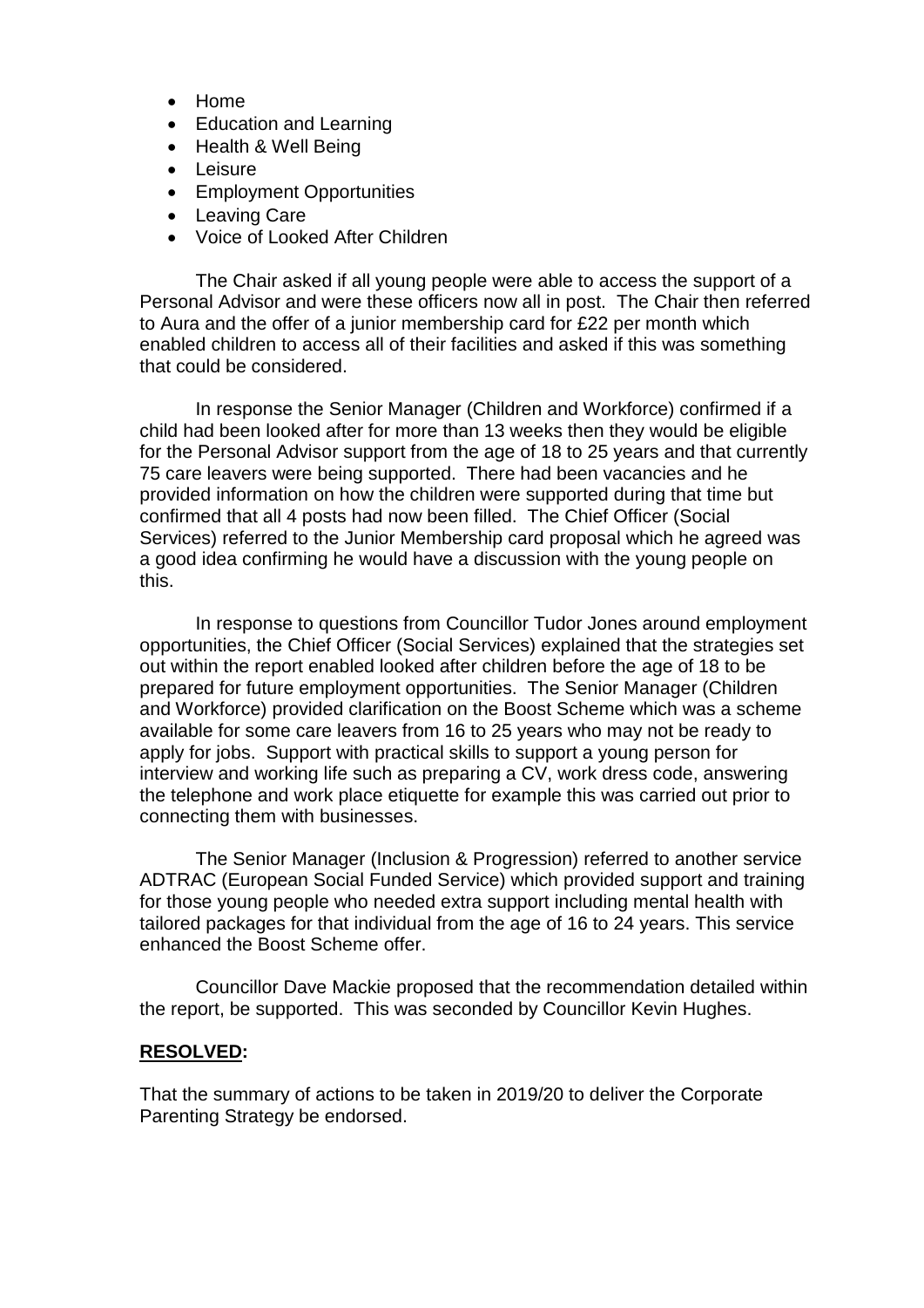- Home
- Education and Learning
- Health & Well Being
- Leisure
- Employment Opportunities
- Leaving Care
- Voice of Looked After Children

The Chair asked if all young people were able to access the support of a Personal Advisor and were these officers now all in post. The Chair then referred to Aura and the offer of a junior membership card for £22 per month which enabled children to access all of their facilities and asked if this was something that could be considered.

In response the Senior Manager (Children and Workforce) confirmed if a child had been looked after for more than 13 weeks then they would be eligible for the Personal Advisor support from the age of 18 to 25 years and that currently 75 care leavers were being supported. There had been vacancies and he provided information on how the children were supported during that time but confirmed that all 4 posts had now been filled. The Chief Officer (Social Services) referred to the Junior Membership card proposal which he agreed was a good idea confirming he would have a discussion with the young people on this.

In response to questions from Councillor Tudor Jones around employment opportunities, the Chief Officer (Social Services) explained that the strategies set out within the report enabled looked after children before the age of 18 to be prepared for future employment opportunities. The Senior Manager (Children and Workforce) provided clarification on the Boost Scheme which was a scheme available for some care leavers from 16 to 25 years who may not be ready to apply for jobs. Support with practical skills to support a young person for interview and working life such as preparing a CV, work dress code, answering the telephone and work place etiquette for example this was carried out prior to connecting them with businesses.

The Senior Manager (Inclusion & Progression) referred to another service ADTRAC (European Social Funded Service) which provided support and training for those young people who needed extra support including mental health with tailored packages for that individual from the age of 16 to 24 years. This service enhanced the Boost Scheme offer.

Councillor Dave Mackie proposed that the recommendation detailed within the report, be supported. This was seconded by Councillor Kevin Hughes.

**RESOLVED:**

That the summary of actions to be taken in 2019/20 to deliver the Corporate Parenting Strategy be endorsed.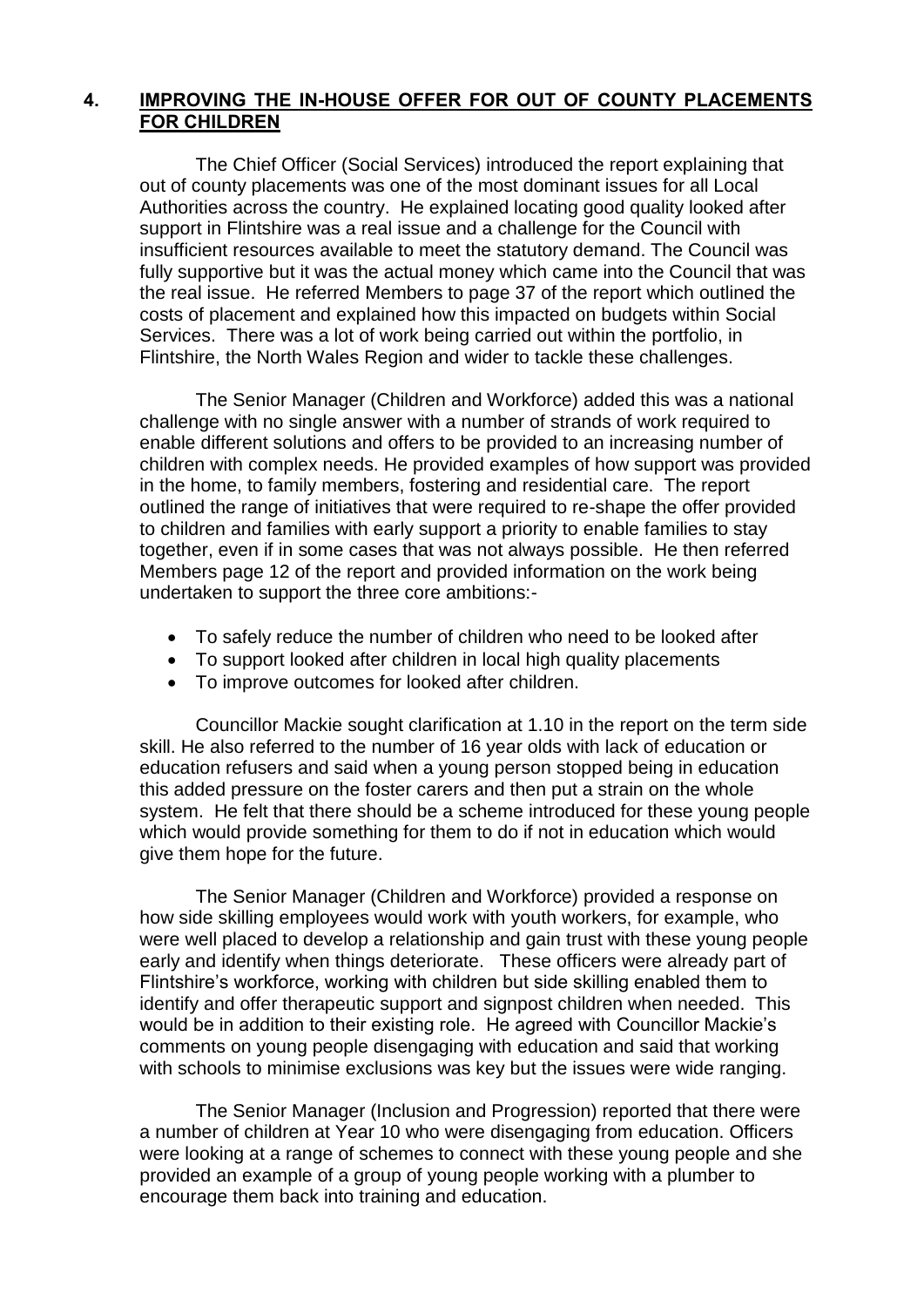## 4. IMPROVING THE IN-HOUSE OFFER FOR OUT OF COUNTY PLACEMENTS FOR CHILDREN

The Chief Officer (Social Services) introduced the report explaining that out of county placements was one of the most dominant issues for all Local Authorities across the country. He explained locating good quality looked after support in Flintshire was a real issue and a challenge for the Council with insufficient resources available to meet the statutory demand. The Council was fully supportive but it was the actual money which came into the Council that was the real issue. He referred Members to page 37 of the report which outlined the costs of placement and explained how this impacted on budgets within Social Services. There was a lot of work being carried out within the portfolio, in Flintshire, the North Wales Region and wider to tackle these challenges.

The Senior Manager (Children and Workforce) added this was a national challenge with no single answer with a number of strands of work required to enable different solutions and offers to be provided to an increasing number of children with complex needs. He provided examples of how support was provided in the home, to family members, fostering and residential care. The report outlined the range of initiatives that were required to re-shape the offer provided to children and families with early support a priority to enable families to stay together, even if in some cases that was not always possible. He then referred Members page 12 of the report and provided information on the work being undertaken to support the three core ambitions:-

- To safely reduce the number of children who need to be looked after
- To support looked after children in local high quality placements
- To improve outcomes for looked after children.

Councillor Mackie sought clarification at 1.10 in the report on the term side skill. He also referred to the number of 16 year olds with lack of education or education refusers and said when a young person stopped being in education this added pressure on the foster carers and then put a strain on the whole system. He felt that there should be a scheme introduced for these young people which would provide something for them to do if not in education which would give them hope for the future.

The Senior Manager (Children and Workforce) provided a response on how side skilling employees would work with youth workers, for example, who were well placed to develop a relationship and gain trust with these young people early and identify when things deteriorate. These officers were already part of Flintshire's workforce, working with children but side skilling enabled them to identify and offer therapeutic support and signpost children when needed. This would be in addition to their existing role. He agreed with Councillor Mackie's comments on young people disengaging with education and said that working with schools to minimise exclusions was key but the issues were wide ranging.

The Senior Manager (Inclusion and Progression) reported that there were a number of children at Year 10 who were disengaging from education. Officers were looking at a range of schemes to connect with these young people and she provided an example of a group of young people working with a plumber to encourage them back into training and education.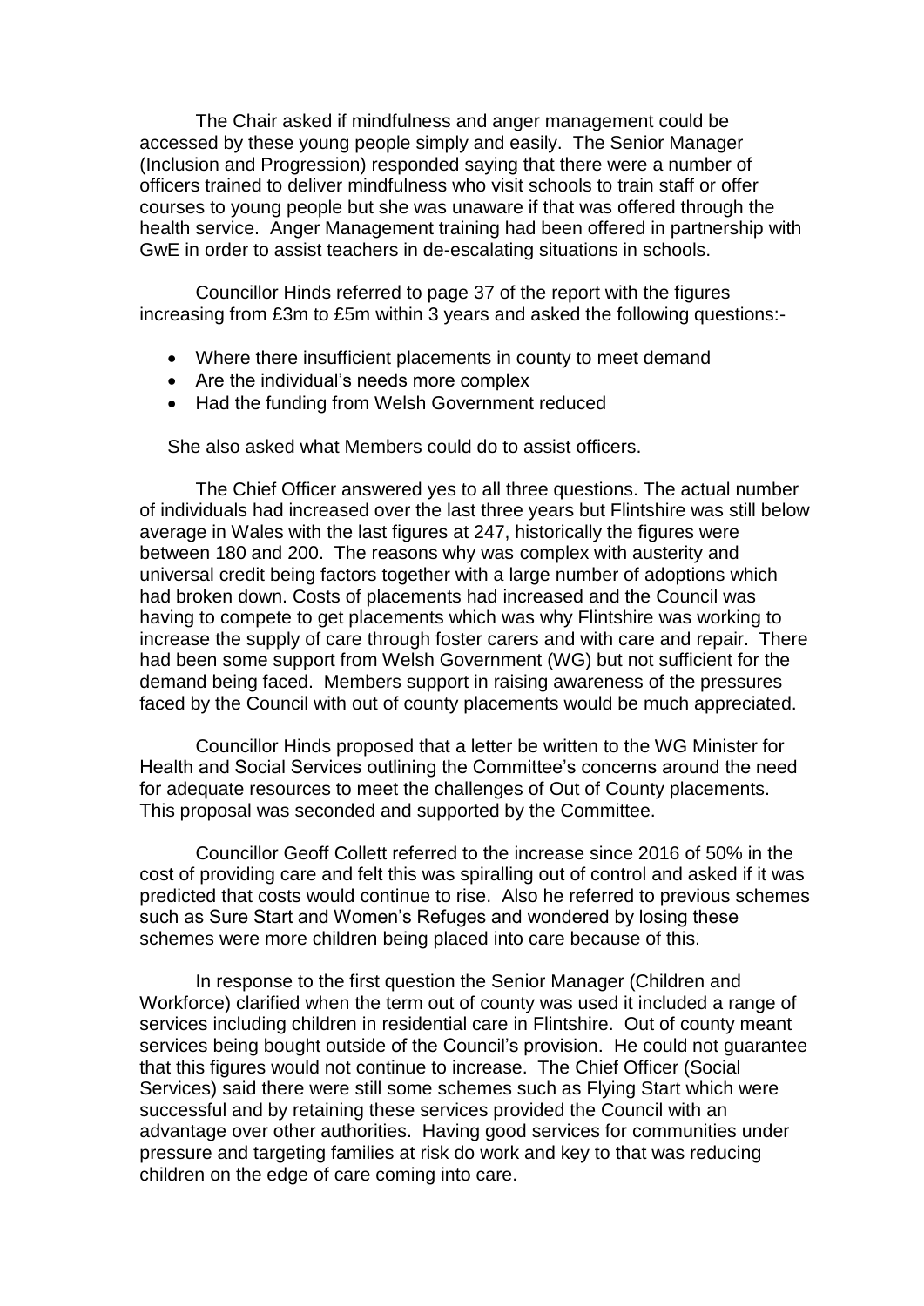The Chair asked if mindfulness and anger management could be accessed by these young people simply and easily. The Senior Manager (Inclusion and Progression) responded saying that there were a number of officers trained to deliver mindfulness who visit schools to train staff or offer courses to young people but she was unaware if that was offered through the health service. Anger Management training had been offered in partnership with GwE in order to assist teachers in de-escalating situations in schools.

Councillor Hinds referred to page 37 of the report with the figures increasing from £3m to £5m within 3 years and asked the following questions:-

- Where there insufficient placements in county to meet demand
- Are the individual's needs more complex
- Had the funding from Welsh Government reduced

She also asked what Members could do to assist officers.

The Chief Officer answered yes to all three questions. The actual number of individuals had increased over the last three years but Flintshire was still below average in Wales with the last figures at 247, historically the figures were between 180 and 200. The reasons why was complex with austerity and universal credit being factors together with a large number of adoptions which had broken down. Costs of placements had increased and the Council was having to compete to get placements which was why Flintshire was working to increase the supply of care through foster carers and with care and repair. There had been some support from Welsh Government (WG) but not sufficient for the demand being faced. Members support in raising awareness of the pressures faced by the Council with out of county placements would be much appreciated.

Councillor Hinds proposed that a letter be written to the WG Minister for Health and Social Services outlining the Committee's concerns around the need for adequate resources to meet the challenges of Out of County placements. This proposal was seconded and supported by the Committee.

Councillor Geoff Collett referred to the increase since 2016 of 50% in the cost of providing care and felt this was spiralling out of control and asked if it was predicted that costs would continue to rise. Also he referred to previous schemes such as Sure Start and Women's Refuges and wondered by losing these schemes were more children being placed into care because of this.

In response to the first question the Senior Manager (Children and Workforce) clarified when the term out of county was used it included a range of services including children in residential care in Flintshire. Out of county meant services being bought outside of the Council's provision. He could not guarantee that this figures would not continue to increase. The Chief Officer (Social Services) said there were still some schemes such as Flying Start which were successful and by retaining these services provided the Council with an advantage over other authorities. Having good services for communities under pressure and targeting families at risk do work and key to that was reducing children on the edge of care coming into care.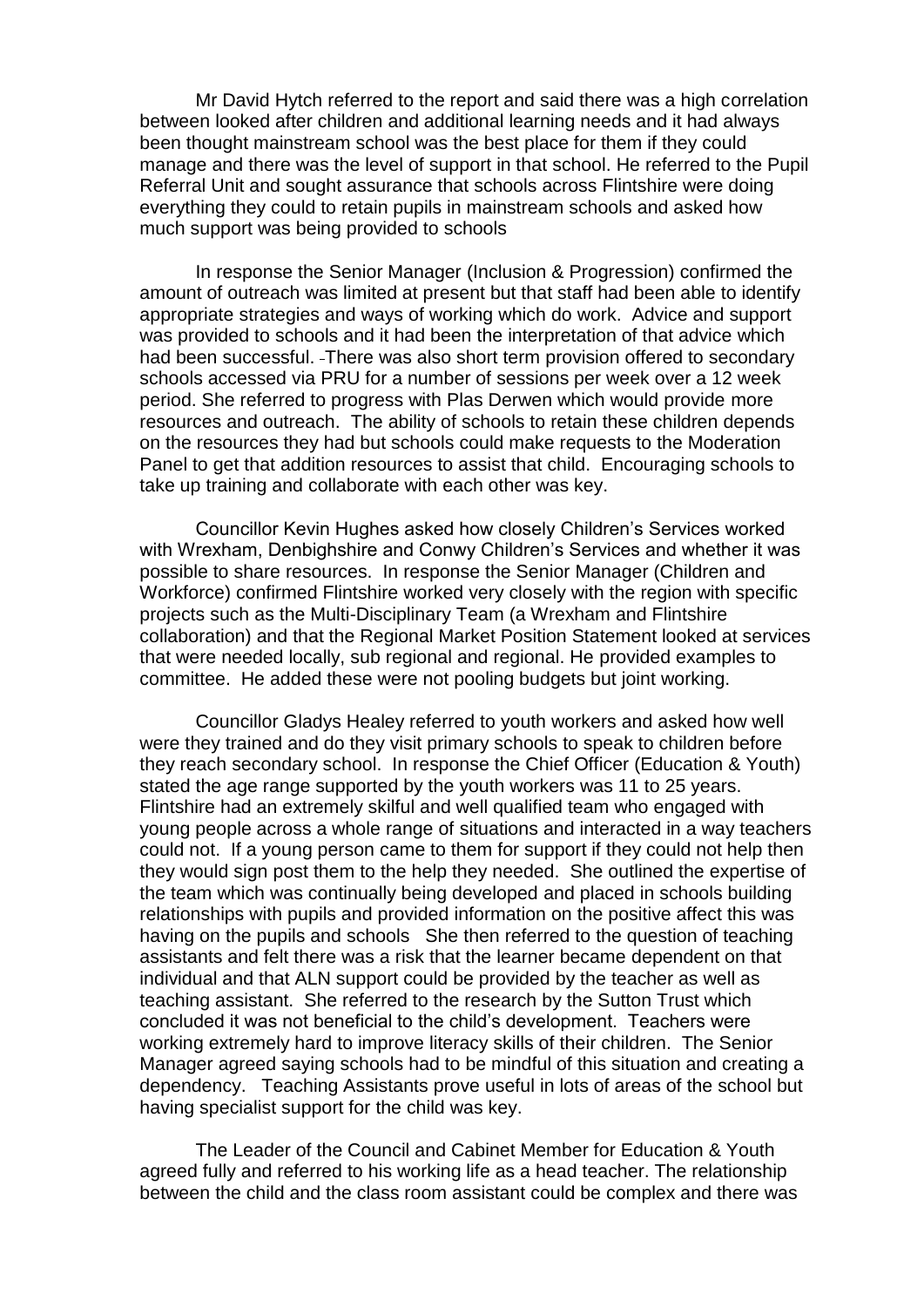Mr David Hytch referred to the report and said there was a high correlation between looked after children and additional learning needs and it had always been thought mainstream school was the best place for them if they could manage and there was the level of support in that school. He referred to the Pupil Referral Unit and sought assurance that schools across Flintshire were doing everything they could to retain pupils in mainstream schools and asked how much support was being provided to schools

In response the Senior Manager (Inclusion & Progression) confirmed the amount of outreach was limited at present but that staff had been able to identify appropriate strategies and ways of working which do work. Advice and support was provided to schools and it had been the interpretation of that advice which had been successful. There was also short term provision offered to secondary schools accessed via PRU for a number of sessions per week over a 12 week period. She referred to progress with Plas Derwen which would provide more resources and outreach. The ability of schools to retain these children depends on the resources they had but schools could make requests to the Moderation Panel to get that addition resources to assist that child. Encouraging schools to take up training and collaborate with each other was key.

Councillor Kevin Hughes asked how closely Children's Services worked with Wrexham, Denbighshire and Conwy Children's Services and whether it was possible to share resources. In response the Senior Manager (Children and Workforce) confirmed Flintshire worked very closely with the region with specific projects such as the Multi-Disciplinary Team (a Wrexham and Flintshire collaboration) and that the Regional Market Position Statement looked at services that were needed locally, sub regional and regional. He provided examples to committee. He added these were not pooling budgets but joint working.

Councillor Gladys Healey referred to youth workers and asked how well were they trained and do they visit primary schools to speak to children before they reach secondary school. In response the Chief Officer (Education & Youth) stated the age range supported by the youth workers was 11 to 25 years. Flintshire had an extremely skilful and well qualified team who engaged with young people across a whole range of situations and interacted in a way teachers could not. If a young person came to them for support if they could not help then they would sign post them to the help they needed. She outlined the expertise of the team which was continually being developed and placed in schools building relationships with pupils and provided information on the positive affect this was having on the pupils and schools She then referred to the question of teaching assistants and felt there was a risk that the learner became dependent on that individual and that ALN support could be provided by the teacher as well as teaching assistant. She referred to the research by the Sutton Trust which concluded it was not beneficial to the child's development. Teachers were working extremely hard to improve literacy skills of their children. The Senior Manager agreed saying schools had to be mindful of this situation and creating a dependency. Teaching Assistants prove useful in lots of areas of the school but having specialist support for the child was key.

The Leader of the Council and Cabinet Member for Education & Youth agreed fully and referred to his working life as a head teacher. The relationship between the child and the class room assistant could be complex and there was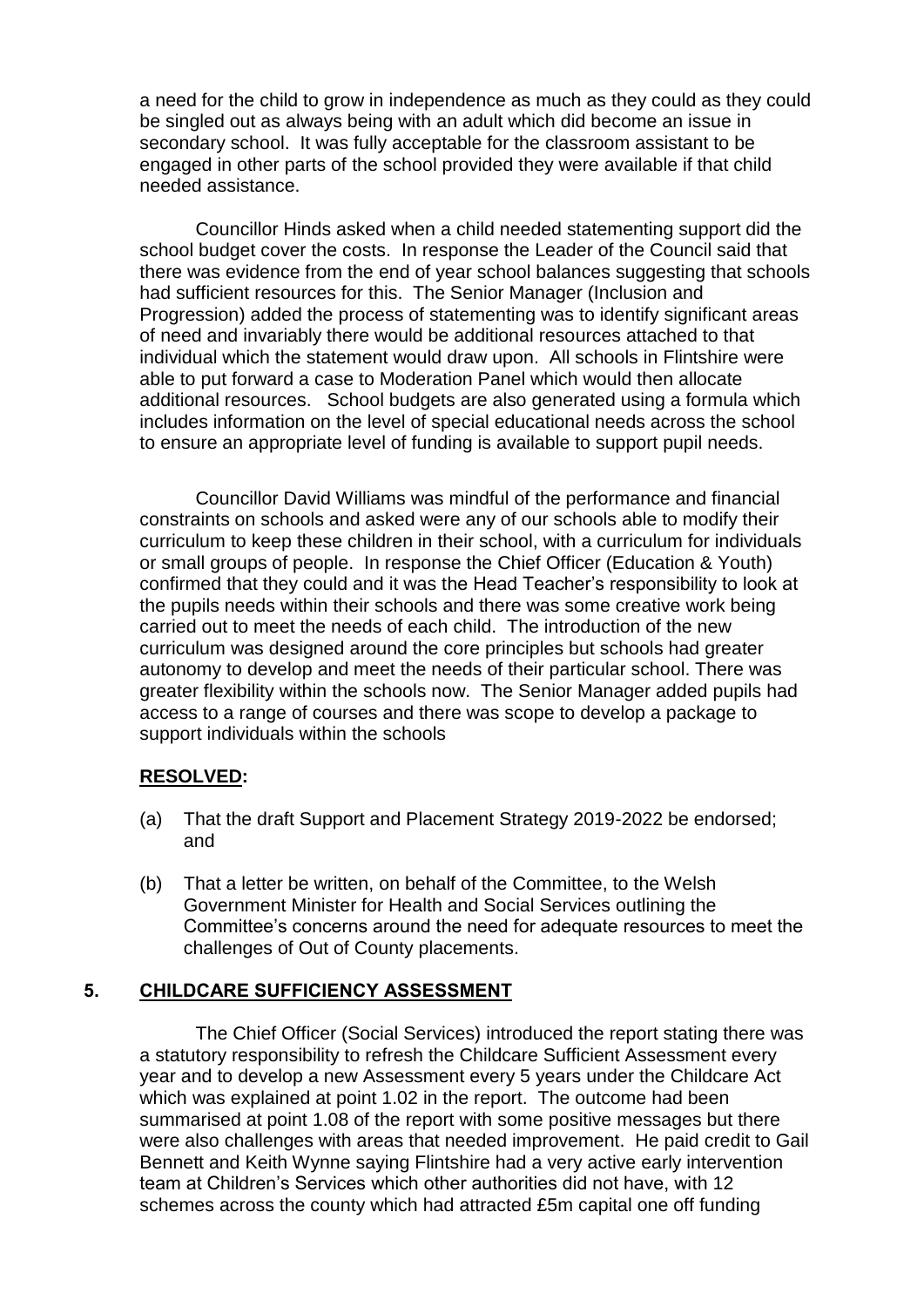a need for the child to grow in independence as much as they could as they could be singled out as always being with an adult which did become an issue in secondary school. It was fully acceptable for the classroom assistant to be engaged in other parts of the school provided they were available if that child needed assistance.

Councillor Hinds asked when a child needed statementing support did the school budget cover the costs. In response the Leader of the Council said that there was evidence from the end of year school balances suggesting that schools had sufficient resources for this. The Senior Manager (Inclusion and Progression) added the process of statementing was to identify significant areas of need and invariably there would be additional resources attached to that individual which the statement would draw upon. All schools in Flintshire were able to put forward a case to Moderation Panel which would then allocate additional resources. School budgets are also generated using a formula which includes information on the level of special educational needs across the school to ensure an appropriate level of funding is available to support pupil needs.

Councillor David Williams was mindful of the performance and financial constraints on schools and asked were any of our schools able to modify their curriculum to keep these children in their school, with a curriculum for individuals or small groups of people. In response the Chief Officer (Education & Youth) confirmed that they could and it was the Head Teacher's responsibility to look at the pupils needs within their schools and there was some creative work being carried out to meet the needs of each child. The introduction of the new curriculum was designed around the core principles but schools had greater autonomy to develop and meet the needs of their particular school. There was greater flexibility within the schools now. The Senior Manager added pupils had access to a range of courses and there was scope to develop a package to support individuals within the schools

**RESOLVED:**

(a) That the draft Support and Placement Strategy 2019-2022 be endorsed; and

(b) That a letter be written, on behalf of the Committee, to the Welsh Government Minister for Health and Social Services outlining the Committee's concerns around the need for adequate resources to meet the challenges of Out of County placements.

## 5. CHILDCARE SUFFICIENCY ASSESSMENT

The Chief Officer (Social Services) introduced the report stating there was a statutory responsibility to refresh the Childcare Sufficient Assessment every year and to develop a new Assessment every 5 years under the Childcare Act which was explained at point 1.02 in the report. The outcome had been summarised at point 1.08 of the report with some positive messages but there were also challenges with areas that needed improvement. He paid credit to Gail Bennett and Keith Wynne saying Flintshire had a very active early intervention team at Children's Services which other authorities did not have, with 12 schemes across the county which had attracted £5m capital one off funding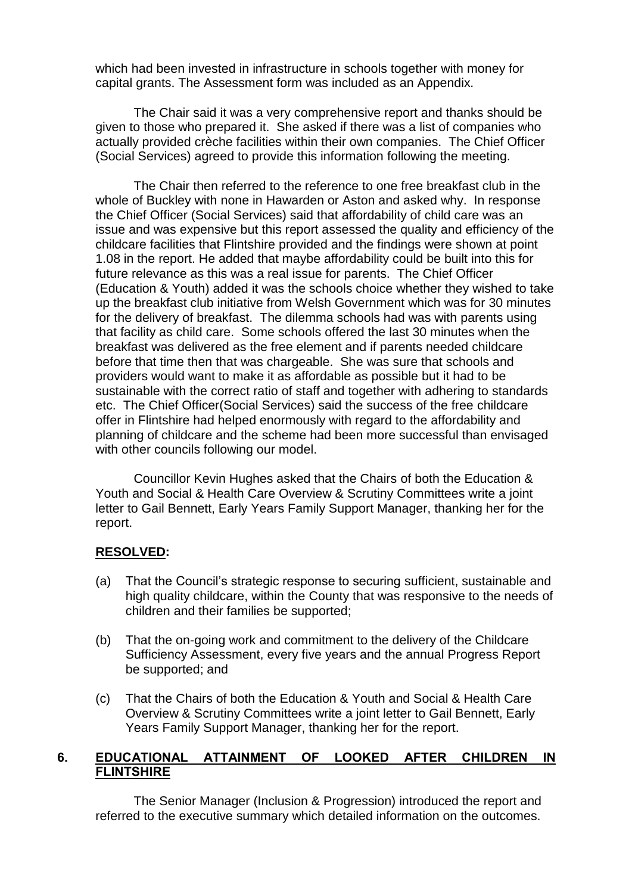which had been invested in infrastructure in schools together with money for capital grants. The Assessment form was included as an Appendix.

The Chair said it was a very comprehensive report and thanks should be given to those who prepared it. She asked if there was a list of companies who actually provided crèche facilities within their own companies. The Chief Officer (Social Services) agreed to provide this information following the meeting.

The Chair then referred to the reference to one free breakfast club in the whole of Buckley with none in Hawarden or Aston and asked why. In response the Chief Officer (Social Services) said that affordability of child care was an issue and was expensive but this report assessed the quality and efficiency of the childcare facilities that Flintshire provided and the findings were shown at point 1.08 in the report. He added that maybe affordability could be built into this for future relevance as this was a real issue for parents. The Chief Officer (Education & Youth) added it was the schools choice whether they wished to take up the breakfast club initiative from Welsh Government which was for 30 minutes for the delivery of breakfast. The dilemma schools had was with parents using that facility as child care. Some schools offered the last 30 minutes when the breakfast was delivered as the free element and if parents needed childcare before that time then that was chargeable. She was sure that schools and providers would want to make it as affordable as possible but it had to be sustainable with the correct ratio of staff and together with adhering to standards etc. The Chief Officer(Social Services) said the success of the free childcare offer in Flintshire had helped enormously with regard to the affordability and planning of childcare and the scheme had been more successful than envisaged with other councils following our model.

Councillor Kevin Hughes asked that the Chairs of both the Education & Youth and Social & Health Care Overview & Scrutiny Committees write a joint letter to Gail Bennett, Early Years Family Support Manager, thanking her for the report.

**RESOLVED:**

(a) That the Council's strategic response to securing sufficient, sustainable and high quality childcare, within the County that was responsive to the needs of children and their families be supported;

(b) That the on-going work and commitment to the delivery of the Childcare Sufficiency Assessment, every five years and the annual Progress Report be supported; and

(c) That the Chairs of both the Education & Youth and Social & Health Care Overview & Scrutiny Committees write a joint letter to Gail Bennett, Early Years Family Support Manager, thanking her for the report.

## 6. EDUCATIONAL ATTAINMENT OF LOOKED AFTER CHILDREN IN FLINTSHIRE

The Senior Manager (Inclusion & Progression) introduced the report and referred to the executive summary which detailed information on the outcomes.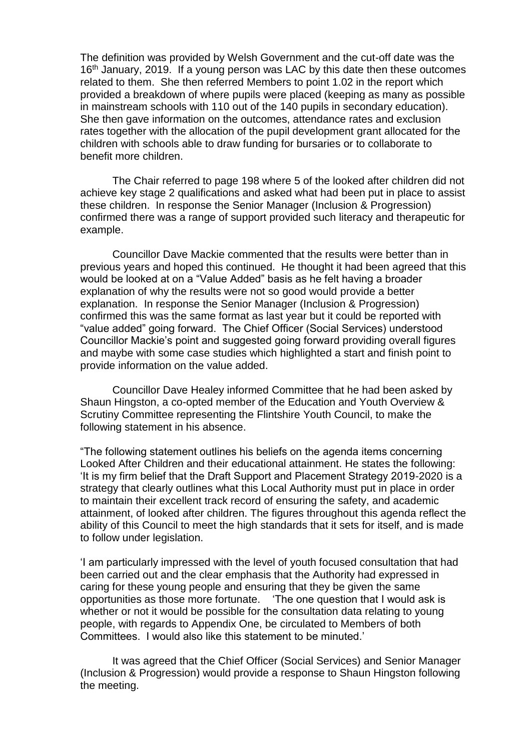The definition was provided by Welsh Government and the cut-off date was the 16th January, 2019. If a young person was LAC by this date then these outcomes related to them. She then referred Members to point 1.02 in the report which provided a breakdown of where pupils were placed (keeping as many as possible in mainstream schools with 110 out of the 140 pupils in secondary education). She then gave information on the outcomes, attendance rates and exclusion rates together with the allocation of the pupil development grant allocated for the children with schools able to draw funding for bursaries or to collaborate to benefit more children.

The Chair referred to page 198 where 5 of the looked after children did not achieve key stage 2 qualifications and asked what had been put in place to assist these children. In response the Senior Manager (Inclusion & Progression) confirmed there was a range of support provided such literacy and therapeutic for example.

Councillor Dave Mackie commented that the results were better than in previous years and hoped this continued. He thought it had been agreed that this would be looked at on a "Value Added" basis as he felt having a broader explanation of why the results were not so good would provide a better explanation. In response the Senior Manager (Inclusion & Progression) confirmed this was the same format as last year but it could be reported with "value added" going forward. The Chief Officer (Social Services) understood Councillor Mackie's point and suggested going forward providing overall figures and maybe with some case studies which highlighted a start and finish point to provide information on the value added.

Councillor Dave Healey informed Committee that he had been asked by Shaun Hingston, a co-opted member of the Education and Youth Overview & Scrutiny Committee representing the Flintshire Youth Council, to make the following statement in his absence.

"The following statement outlines his beliefs on the agenda items concerning Looked After Children and their educational attainment. He states the following: 'It is my firm belief that the Draft Support and Placement Strategy 2019-2020 is a strategy that clearly outlines what this Local Authority must put in place in order to maintain their excellent track record of ensuring the safety, and academic attainment, of looked after children. The figures throughout this agenda reflect the ability of this Council to meet the high standards that it sets for itself, and is made to follow under legislation.

'I am particularly impressed with the level of youth focused consultation that had been carried out and the clear emphasis that the Authority had expressed in caring for these young people and ensuring that they be given the same opportunities as those more fortunate. 'The one question that I would ask is whether or not it would be possible for the consultation data relating to young people, with regards to Appendix One, be circulated to Members of both Committees. I would also like this statement to be minuted.'

It was agreed that the Chief Officer (Social Services) and Senior Manager (Inclusion & Progression) would provide a response to Shaun Hingston following the meeting.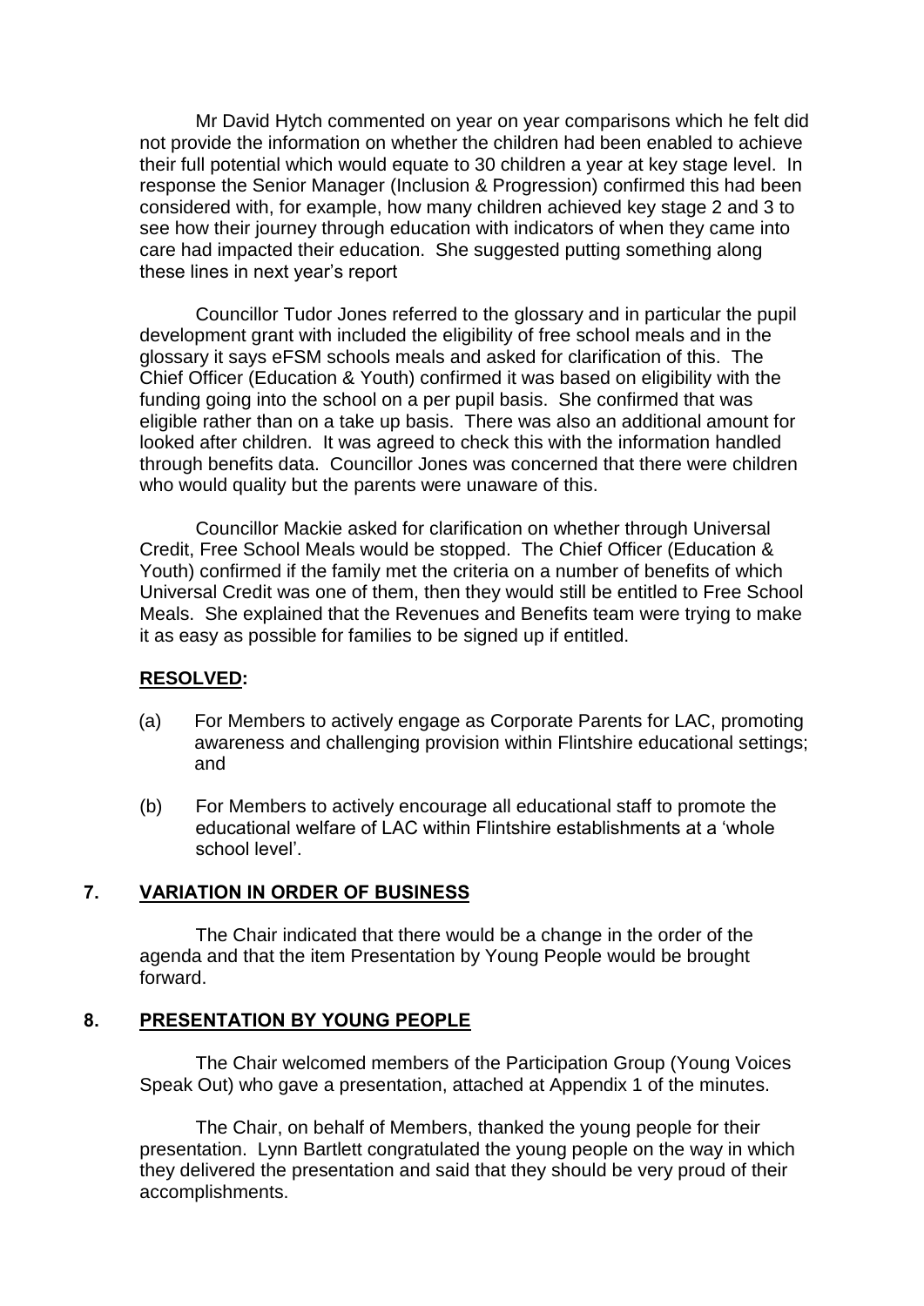Mr David Hytch commented on year on year comparisons which he felt did not provide the information on whether the children had been enabled to achieve their full potential which would equate to 30 children a year at key stage level. In response the Senior Manager (Inclusion & Progression) confirmed this had been considered with, for example, how many children achieved key stage 2 and 3 to see how their journey through education with indicators of when they came into care had impacted their education. She suggested putting something along these lines in next year's report

Councillor Tudor Jones referred to the glossary and in particular the pupil development grant with included the eligibility of free school meals and in the glossary it says eFSM schools meals and asked for clarification of this. The Chief Officer (Education & Youth) confirmed it was based on eligibility with the funding going into the school on a per pupil basis. She confirmed that was eligible rather than on a take up basis. There was also an additional amount for looked after children. It was agreed to check this with the information handled through benefits data. Councillor Jones was concerned that there were children who would quality but the parents were unaware of this.

Councillor Mackie asked for clarification on whether through Universal Credit, Free School Meals would be stopped. The Chief Officer (Education & Youth) confirmed if the family met the criteria on a number of benefits of which Universal Credit was one of them, then they would still be entitled to Free School Meals. She explained that the Revenues and Benefits team were trying to make it as easy as possible for families to be signed up if entitled.

**RESOLVED:**

(a) For Members to actively engage as Corporate Parents for LAC, promoting awareness and challenging provision within Flintshire educational settings; and

(b) For Members to actively encourage all educational staff to promote the educational welfare of LAC within Flintshire establishments at a 'whole school level'.

## 7. VARIATION IN ORDER OF BUSINESS

The Chair indicated that there would be a change in the order of the agenda and that the item Presentation by Young People would be brought forward.

## 8. PRESENTATION BY YOUNG PEOPLE

The Chair welcomed members of the Participation Group (Young Voices Speak Out) who gave a presentation, attached at Appendix 1 of the minutes.

The Chair, on behalf of Members, thanked the young people for their presentation. Lynn Bartlett congratulated the young people on the way in which they delivered the presentation and said that they should be very proud of their accomplishments.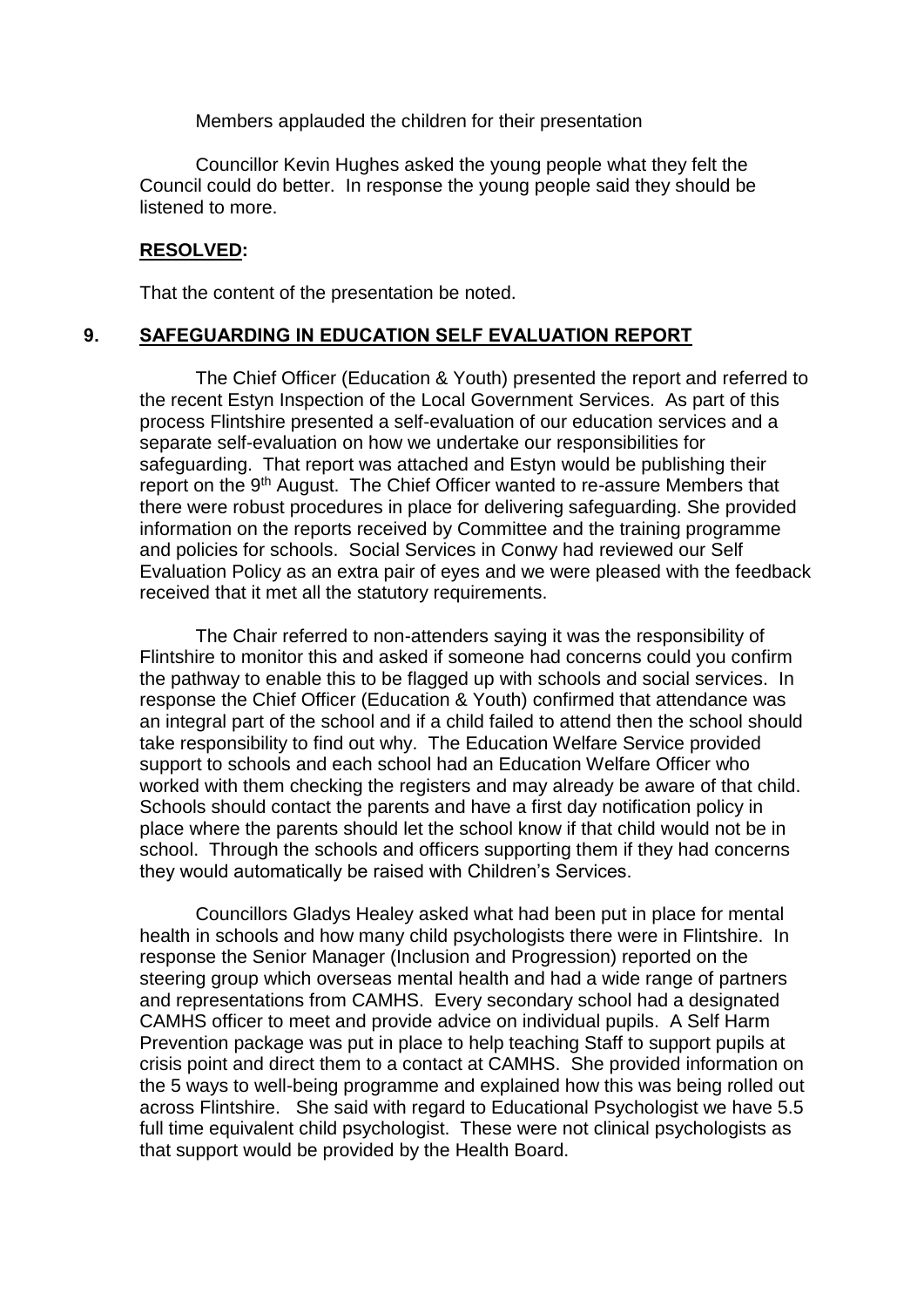Members applauded the children for their presentation

Councillor Kevin Hughes asked the young people what they felt the Council could do better. In response the young people said they should be listened to more.

**RESOLVED:**

That the content of the presentation be noted.

## 9. SAFEGUARDING IN EDUCATION SELF EVALUATION REPORT

The Chief Officer (Education & Youth) presented the report and referred to the recent Estyn Inspection of the Local Government Services. As part of this process Flintshire presented a self-evaluation of our education services and a separate self-evaluation on how we undertake our responsibilities for safeguarding. That report was attached and Estyn would be publishing their report on the 9th August. The Chief Officer wanted to re-assure Members that there were robust procedures in place for delivering safeguarding. She provided information on the reports received by Committee and the training programme and policies for schools. Social Services in Conwy had reviewed our Self Evaluation Policy as an extra pair of eyes and we were pleased with the feedback received that it met all the statutory requirements.

The Chair referred to non-attenders saying it was the responsibility of Flintshire to monitor this and asked if someone had concerns could you confirm the pathway to enable this to be flagged up with schools and social services. In response the Chief Officer (Education & Youth) confirmed that attendance was an integral part of the school and if a child failed to attend then the school should take responsibility to find out why. The Education Welfare Service provided support to schools and each school had an Education Welfare Officer who worked with them checking the registers and may already be aware of that child. Schools should contact the parents and have a first day notification policy in place where the parents should let the school know if that child would not be in school. Through the schools and officers supporting them if they had concerns they would automatically be raised with Children's Services.

Councillors Gladys Healey asked what had been put in place for mental health in schools and how many child psychologists there were in Flintshire. In response the Senior Manager (Inclusion and Progression) reported on the steering group which overseas mental health and had a wide range of partners and representations from CAMHS. Every secondary school had a designated CAMHS officer to meet and provide advice on individual pupils. A Self Harm Prevention package was put in place to help teaching Staff to support pupils at crisis point and direct them to a contact at CAMHS. She provided information on the 5 ways to well-being programme and explained how this was being rolled out across Flintshire. She said with regard to Educational Psychologist we have 5.5 full time equivalent child psychologist. These were not clinical psychologists as that support would be provided by the Health Board.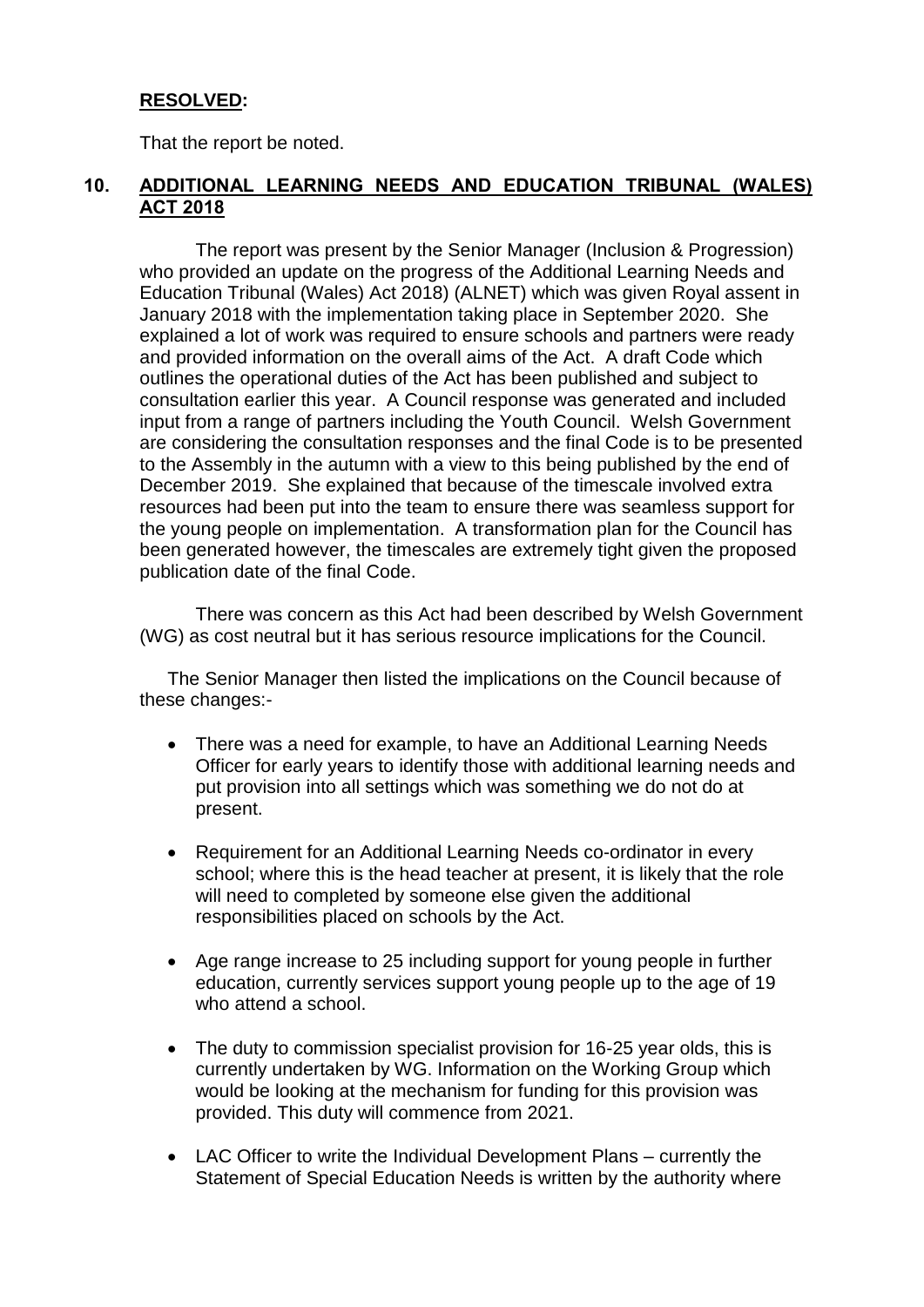**RESOLVED:**

That the report be noted.

## 10. ADDITIONAL LEARNING NEEDS AND EDUCATION TRIBUNAL (WALES) ACT 2018

The report was present by the Senior Manager (Inclusion & Progression) who provided an update on the progress of the Additional Learning Needs and Education Tribunal (Wales) Act 2018) (ALNET) which was given Royal assent in January 2018 with the implementation taking place in September 2020. She explained a lot of work was required to ensure schools and partners were ready and provided information on the overall aims of the Act. A draft Code which outlines the operational duties of the Act has been published and subject to consultation earlier this year. A Council response was generated and included input from a range of partners including the Youth Council. Welsh Government are considering the consultation responses and the final Code is to be presented to the Assembly in the autumn with a view to this being published by the end of December 2019. She explained that because of the timescale involved extra resources had been put into the team to ensure there was seamless support for the young people on implementation. A transformation plan for the Council has been generated however, the timescales are extremely tight given the proposed publication date of the final Code.

There was concern as this Act had been described by Welsh Government (WG) as cost neutral but it has serious resource implications for the Council.

The Senior Manager then listed the implications on the Council because of these changes:-

- There was a need for example, to have an Additional Learning Needs Officer for early years to identify those with additional learning needs and put provision into all settings which was something we do not do at present.
- Requirement for an Additional Learning Needs co-ordinator in every school; where this is the head teacher at present, it is likely that the role will need to completed by someone else given the additional responsibilities placed on schools by the Act.
- Age range increase to 25 including support for young people in further education, currently services support young people up to the age of 19 who attend a school.
- The duty to commission specialist provision for 16-25 year olds, this is currently undertaken by WG. Information on the Working Group which would be looking at the mechanism for funding for this provision was provided. This duty will commence from 2021.
- LAC Officer to write the Individual Development Plans – currently the Statement of Special Education Needs is written by the authority where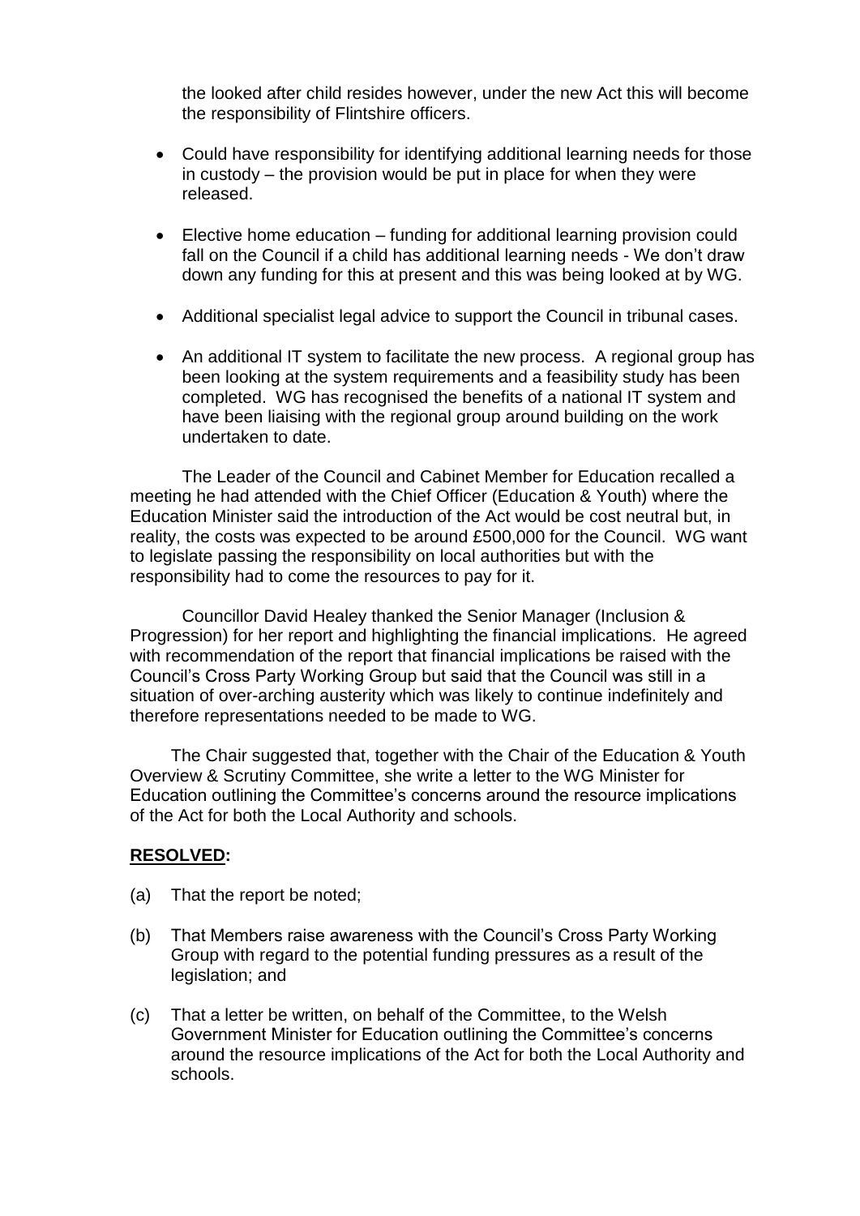the looked after child resides however, under the new Act this will become the responsibility of Flintshire officers.

- Could have responsibility for identifying additional learning needs for those in custody – the provision would be put in place for when they were released.

- Elective home education – funding for additional learning provision could fall on the Council if a child has additional learning needs - We don't draw down any funding for this at present and this was being looked at by WG.

- Additional specialist legal advice to support the Council in tribunal cases.

- An additional IT system to facilitate the new process. A regional group has been looking at the system requirements and a feasibility study has been completed. WG has recognised the benefits of a national IT system and have been liaising with the regional group around building on the work undertaken to date.

The Leader of the Council and Cabinet Member for Education recalled a meeting he had attended with the Chief Officer (Education & Youth) where the Education Minister said the introduction of the Act would be cost neutral but, in reality, the costs was expected to be around £500,000 for the Council. WG want to legislate passing the responsibility on local authorities but with the responsibility had to come the resources to pay for it.

Councillor David Healey thanked the Senior Manager (Inclusion & Progression) for her report and highlighting the financial implications. He agreed with recommendation of the report that financial implications be raised with the Council's Cross Party Working Group but said that the Council was still in a situation of over-arching austerity which was likely to continue indefinitely and therefore representations needed to be made to WG.

The Chair suggested that, together with the Chair of the Education & Youth Overview & Scrutiny Committee, she write a letter to the WG Minister for Education outlining the Committee's concerns around the resource implications of the Act for both the Local Authority and schools.

**RESOLVED:**

(a) That the report be noted;

(b) That Members raise awareness with the Council's Cross Party Working Group with regard to the potential funding pressures as a result of the legislation; and

(c) That a letter be written, on behalf of the Committee, to the Welsh Government Minister for Education outlining the Committee's concerns around the resource implications of the Act for both the Local Authority and schools.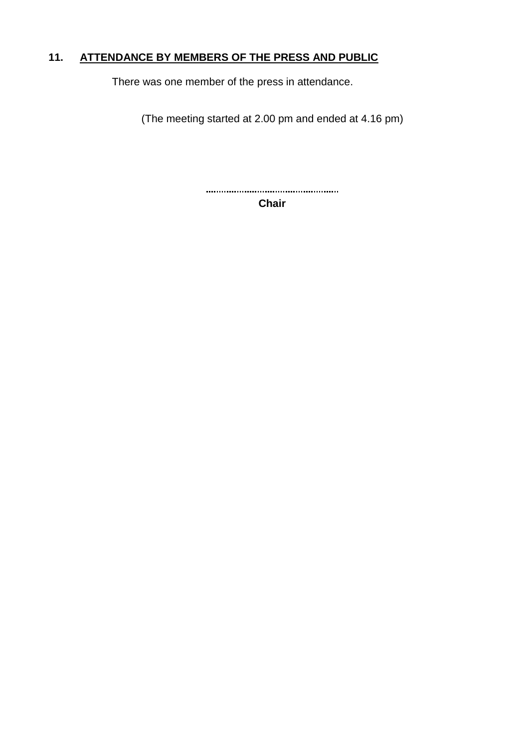## 11. ATTENDANCE BY MEMBERS OF THE PRESS AND PUBLIC

There was one member of the press in attendance.

(The meeting started at 2.00 pm and ended at 4.16 pm)

……………………………………………
**Chair**